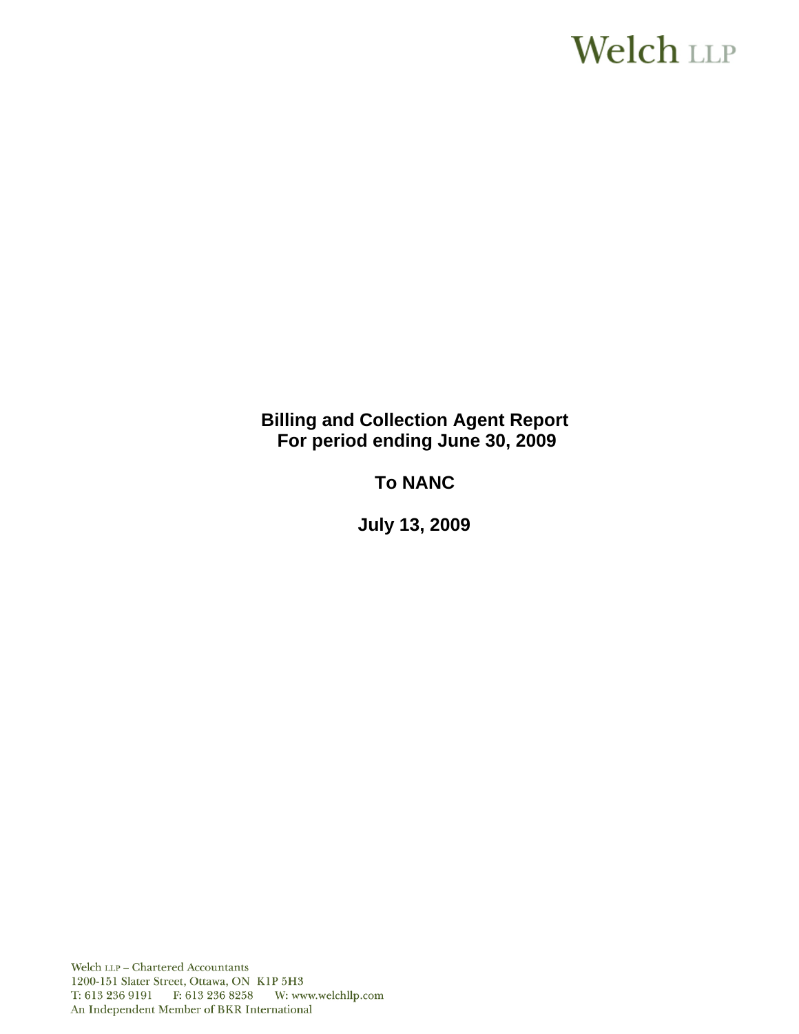Welch LLP

# Billing and Collection Agent Report
# For period ending June 30, 2009

# To NANC

# July 13, 2009

Welch LLP – Chartered Accountants
1200-151 Slater Street, Ottawa, ON K1P 5H3
T: 613 236 9191 F: 613 236 8258 W: www.welchllp.com
An Independent Member of BKR International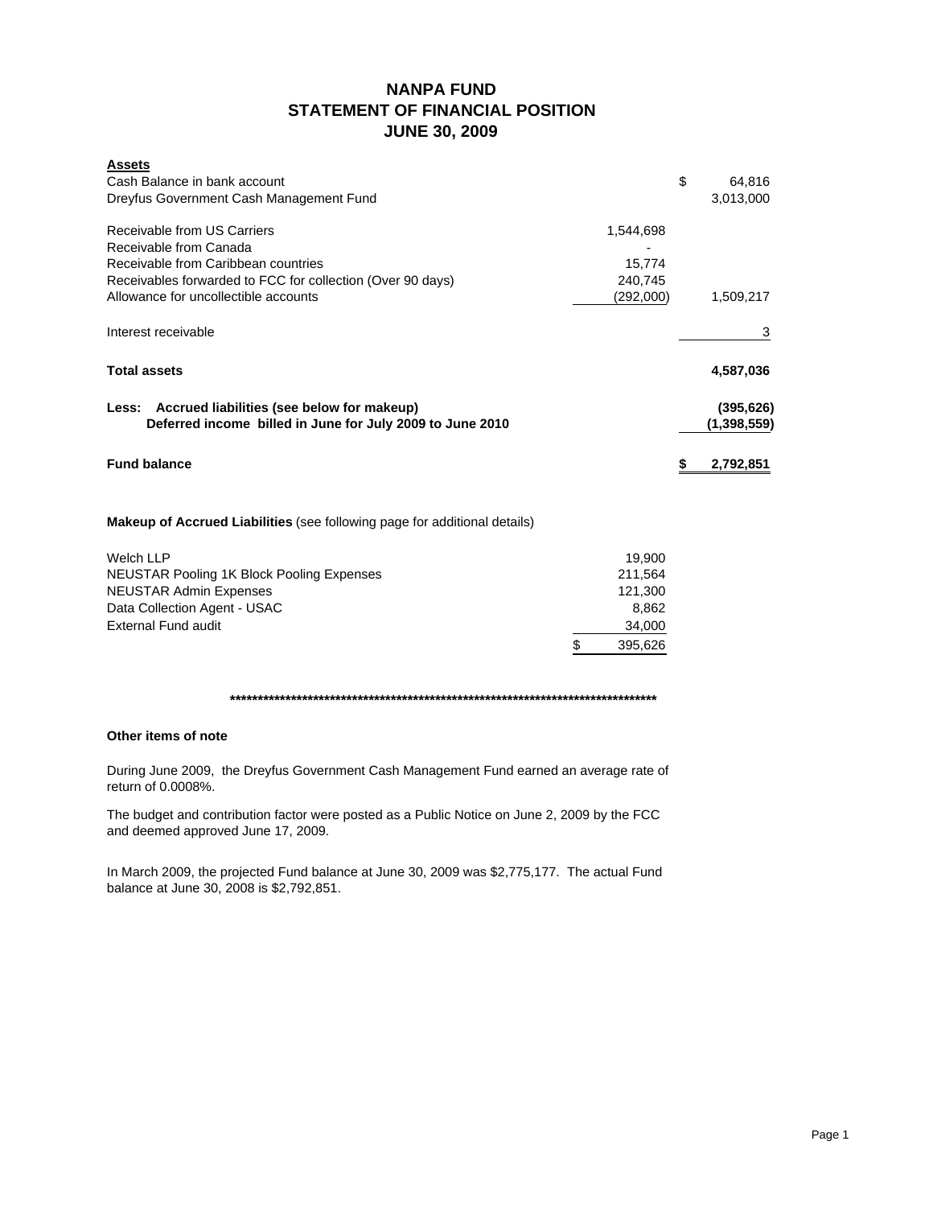# NANPA FUND
## STATEMENT OF FINANCIAL POSITION
## JUNE 30, 2009

| **Assets** | | |
|---|---|---|
| Cash Balance in bank account | | $ 64,816 |
| Dreyfus Government Cash Management Fund | | 3,013,000 |
| | | |
| Receivable from US Carriers | 1,544,698 | |
| Receivable from Canada | - | |
| Receivable from Caribbean countries | 15,774 | |
| Receivables forwarded to FCC for collection (Over 90 days) | 240,745 | |
| Allowance for uncollectible accounts | (292,000) | 1,509,217 |
| | | |
| Interest receivable | | 3 |
| | | |
| **Total assets** | | **4,587,036** |
| | | |
| **Less: Accrued liabilities (see below for makeup)** | | **(395,626)** |
| **Deferred income billed in June for July 2009 to June 2010** | | **(1,398,559)** |
| | | |
| **Fund balance** | | **$ 2,792,851** |

**Makeup of Accrued Liabilities** (see following page for additional details)

| | |
|---|---|
| Welch LLP | 19,900 |
| NEUSTAR Pooling 1K Block Pooling Expenses | 211,564 |
| NEUSTAR Admin Expenses | 121,300 |
| Data Collection Agent - USAC | 8,862 |
| External Fund audit | 34,000 |
| | $ 395,626 |

*********************************************************************************

**Other items of note**

During June 2009, the Dreyfus Government Cash Management Fund earned an average rate of return of 0.0008%.

The budget and contribution factor were posted as a Public Notice on June 2, 2009 by the FCC and deemed approved June 17, 2009.

In March 2009, the projected Fund balance at June 30, 2009 was $2,775,177. The actual Fund balance at June 30, 2008 is $2,792,851.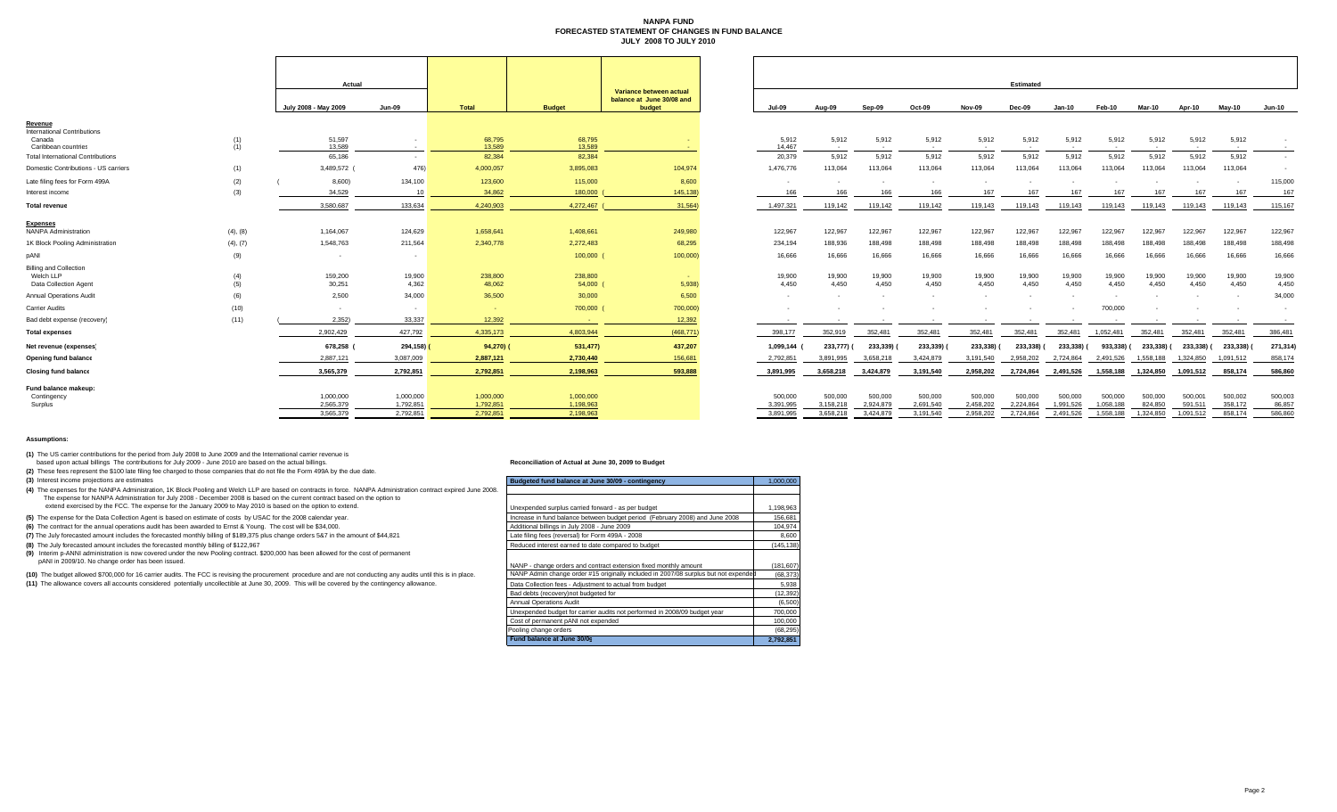# NANPA FUND
## FORECASTED STATEMENT OF CHANGES IN FUND BALANCE
### JULY 2008 TO JULY 2010

| | | Actual | | | | | Estimated | | | | | | | | | | | |
|---|---|---|---|---|---|---|---|---|---|---|---|---|---|---|---|---|---|---|
| | | July 2008 - May 2009 | Jun-09 | Total | Budget | Variance between actual balance at June 30/08 and budget | Jul-09 | Aug-09 | Sep-09 | Oct-09 | Nov-09 | Dec-09 | Jan-10 | Feb-10 | Mar-10 | Apr-10 | May-10 | Jun-10 |
| **Revenue** | | | | | | | | | | | | | | | | | | |
| International Contributions | | | | | | | | | | | | | | | | | | |
| Canada | (1) | 51,597 | - | 68,795 | 68,795 | - | 5,912 | 5,912 | 5,912 | 5,912 | 5,912 | 5,912 | 5,912 | 5,912 | 5,912 | 5,912 | 5,912 | - |
| Caribbean countries | (1) | 13,589 | - | 13,589 | 13,589 | - | 14,467 | - | - | - | - | - | - | - | - | - | - | - |
| Total International Contributions | | 65,186 | - | 82,384 | 82,384 | | 20,379 | 5,912 | 5,912 | 5,912 | 5,912 | 5,912 | 5,912 | 5,912 | 5,912 | 5,912 | 5,912 | - |
| Domestic Contributions - US carriers | (1) | 3,489,572 | (476) | 4,000,057 | 3,895,083 | 104,974 | 1,476,776 | 113,064 | 113,064 | 113,064 | 113,064 | 113,064 | 113,064 | 113,064 | 113,064 | 113,064 | 113,064 | - |
| Late filing fees for Form 499A | (2) | (8,600) | 134,100 | 123,600 | 115,000 | 8,600 | - | - | - | - | - | - | - | - | - | - | - | 115,000 |
| Interest income | (3) | 34,529 | 10 | 34,862 | 180,000 | (145,138) | 166 | 166 | 166 | 166 | 167 | 167 | 167 | 167 | 167 | 167 | 167 | 167 |
| **Total revenue** | | 3,580,687 | 133,634 | 4,240,903 | 4,272,467 | (31,564) | 1,497,321 | 119,142 | 119,142 | 119,142 | 119,143 | 119,143 | 119,143 | 119,143 | 119,143 | 119,143 | 119,143 | 115,167 |
| **Expenses** | | | | | | | | | | | | | | | | | | |
| NANPA Administration | (4), (8) | 1,164,067 | 124,629 | 1,658,641 | 1,408,661 | 249,980 | 122,967 | 122,967 | 122,967 | 122,967 | 122,967 | 122,967 | 122,967 | 122,967 | 122,967 | 122,967 | 122,967 | 122,967 |
| 1K Block Pooling Administration | (4), (7) | 1,548,763 | 211,564 | 2,340,778 | 2,272,483 | 68,295 | 234,194 | 188,936 | 188,498 | 188,498 | 188,498 | 188,498 | 188,498 | 188,498 | 188,498 | 188,498 | 188,498 | 188,498 |
| pANI | (9) | - | - | | 100,000 | (100,000) | 16,666 | 16,666 | 16,666 | 16,666 | 16,666 | 16,666 | 16,666 | 16,666 | 16,666 | 16,666 | 16,666 | 16,666 |
| Billing and Collection | | | | | | | | | | | | | | | | | | |
| Welch LLP | (4) | 159,200 | 19,900 | 238,800 | 238,800 | - | 19,900 | 19,900 | 19,900 | 19,900 | 19,900 | 19,900 | 19,900 | 19,900 | 19,900 | 19,900 | 19,900 | 19,900 |
| Data Collection Agent | (5) | 30,251 | 4,362 | 48,062 | 54,000 | (5,938) | 4,450 | 4,450 | 4,450 | 4,450 | 4,450 | 4,450 | 4,450 | 4,450 | 4,450 | 4,450 | 4,450 | 4,450 |
| Annual Operations Audit | (6) | 2,500 | 34,000 | 36,500 | 30,000 | 6,500 | - | - | - | - | - | - | - | - | - | - | - | 34,000 |
| Carrier Audits | (10) | - | - | - | 700,000 | (700,000) | - | - | - | - | - | - | - | 700,000 | - | - | - | - |
| Bad debt expense (recovery) | (11) | (2,352) | 33,337 | 12,392 | - | 12,392 | - | - | - | - | - | - | - | - | - | - | - | - |
| **Total expenses** | | 2,902,429 | 427,792 | 4,335,173 | 4,803,944 | (468,771) | 398,177 | 352,919 | 352,481 | 352,481 | 352,481 | 352,481 | 352,481 | 1,052,481 | 352,481 | 352,481 | 352,481 | 386,481 |
| **Net revenue (expenses)** | | 678,258 | (294,158) | (94,270) | (531,477) | 437,207 | 1,099,144 | (233,777) | (233,339) | (233,339) | (233,338) | (233,338) | (233,338) | (933,338) | (233,338) | (233,338) | (233,338) | (271,314) |
| **Opening fund balance** | | 2,887,121 | 3,087,009 | 2,887,121 | 2,730,440 | 156,681 | 2,792,851 | 3,891,995 | 3,658,218 | 3,424,879 | 3,191,540 | 2,958,202 | 2,724,864 | 2,491,526 | 1,558,188 | 1,324,850 | 1,091,512 | 858,174 |
| **Closing fund balance** | | 3,565,379 | 2,792,851 | 2,792,851 | 2,198,963 | 593,888 | 3,891,995 | 3,658,218 | 3,424,879 | 3,191,540 | 2,958,202 | 2,724,864 | 2,491,526 | 1,558,188 | 1,324,850 | 1,091,512 | 858,174 | 586,860 |
| **Fund balance makeup:** | | | | | | | | | | | | | | | | | | |
| Contingency | | 1,000,000 | 1,000,000 | 1,000,000 | 1,000,000 | | 500,000 | 500,000 | 500,000 | 500,000 | 500,000 | 500,000 | 500,000 | 500,000 | 500,000 | 500,001 | 500,002 | 500,003 |
| Surplus | | 2,565,379 | 1,792,851 | 1,792,851 | 1,198,963 | | 3,391,995 | 3,158,218 | 2,924,879 | 2,691,540 | 2,458,202 | 2,224,864 | 1,991,526 | 1,058,188 | 824,850 | 591,511 | 358,172 | 86,857 |
| | | 3,565,379 | 2,792,851 | 2,792,851 | 2,198,963 | | 3,891,995 | 3,658,218 | 3,424,879 | 3,191,540 | 2,958,202 | 2,724,864 | 2,491,526 | 1,558,188 | 1,324,850 | 1,091,512 | 858,174 | 586,860 |

**Assumptions:**

**(1)** The US carrier contributions for the period from July 2008 to June 2009 and the International carrier revenue is based upon actual billings The contributions for July 2009 - June 2010 are based on the actual billings.

**(2)** These fees represent the $100 late filing fee charged to those companies that do not file the Form 499A by the due date.

**(3)** Interest income projections are estimates

**(4)** The expenses for the NANPA Administration, 1K Block Pooling and Welch LLP are based on contracts in force. NANPA Administration contract expired June 2008. The expense for NANPA Administration for July 2008 - December 2008 is based on the current contract based on the option to extend exercised by the FCC. The expense for the January 2009 to May 2010 is based on the option to extend.

**(5)** The expense for the Data Collection Agent is based on estimate of costs by USAC for the 2008 calendar year.

**(6)** The contract for the annual operations audit has been awarded to Ernst & Young. The cost will be $34,000.

**(7)** The July forecasted amount includes the forecasted monthly billing of $189,375 plus change orders 5&7 in the amount of $44,821

**(8)** The July forecasted amount includes the forecasted monthly billing of $122,967

**(9)** Interim p-ANNI administration is now covered under the new Pooling contract. $200,000 has been allowed for the cost of permanent pANI in 2009/10. No change order has been issued.

**(10)** The budget allowed $700,000 for 16 carrier audits. The FCC is revising the procurement procedure and are not conducting any audits until this is in place.

**(11)** The allowance covers all accounts considered potentially uncollectible at June 30, 2009. This will be covered by the contingency allowance.

**Reconciliation of Actual at June 30, 2009 to Budget**

| Budgeted fund balance at June 30/09 - contingency | 1,000,000 |
|---|---|
| | |
| Unexpended surplus carried forward - as per budget | 1,198,963 |
| Increase in fund balance between budget period (February 2008) and June 2008 | 156,681 |
| Additional billings in July 2008 - June 2009 | 104,974 |
| Late filing fees (reversal) for Form 499A - 2008 | 8,600 |
| Reduced interest earned to date compared to budget | (145,138) |
| | |
| NANP - change orders and contract extension fixed monthly amount | (181,607) |
| NANP Admin change order #15 originally included in 2007/08 surplus but not expended | (68,373) |
| Data Collection fees - Adjustment to actual from budget | 5,938 |
| Bad debts (recovery)not budgeted for | (12,392) |
| Annual Operations Audit | (6,500) |
| Unexpended budget for carrier audits not performed in 2008/09 budget year | 700,000 |
| Cost of permanent pANI not expended | 100,000 |
| Pooling change orders | (68,295) |
| **Fund balance at June 30/09** | **2,792,851** |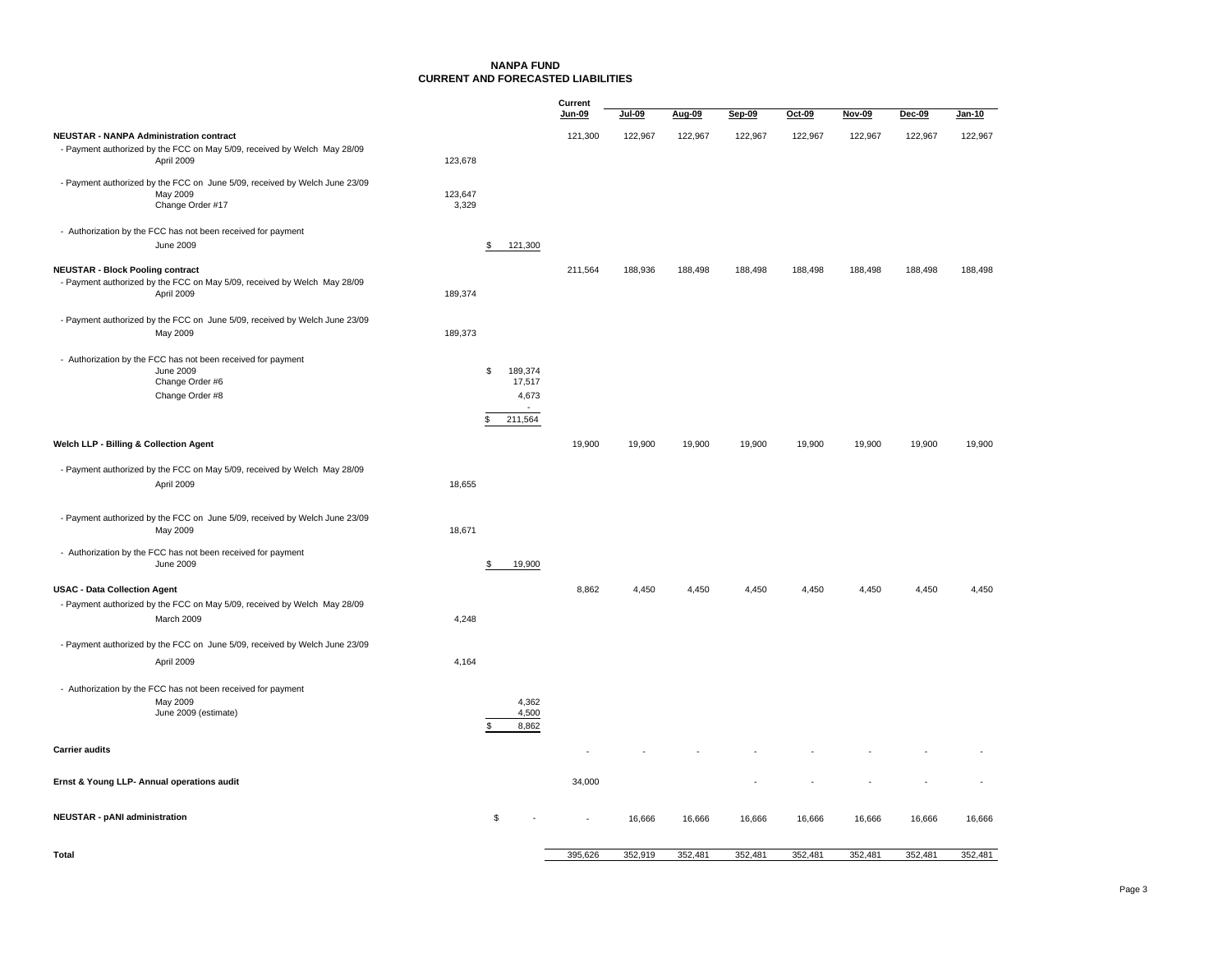# NANPA FUND
## CURRENT AND FORECASTED LIABILITIES

| | | | Current Jun-09 | Jul-09 | Aug-09 | Sep-09 | Oct-09 | Nov-09 | Dec-09 | Jan-10 |
|---|---|---|---|---|---|---|---|---|---|---|
| **NEUSTAR - NANPA Administration contract** | | | 121,300 | 122,967 | 122,967 | 122,967 | 122,967 | 122,967 | 122,967 | 122,967 |
| - Payment authorized by the FCC on May 5/09, received by Welch May 28/09 | | | | | | | | | | |
| April 2009 | 123,678 | | | | | | | | | |
| - Payment authorized by the FCC on June 5/09, received by Welch June 23/09 | | | | | | | | | | |
| May 2009 | 123,647 | | | | | | | | | |
| Change Order #17 | 3,329 | | | | | | | | | |
| - Authorization by the FCC has not been received for payment | | | | | | | | | | |
| June 2009 | | $ 121,300 | | | | | | | | |
| **NEUSTAR - Block Pooling contract** | | | 211,564 | 188,936 | 188,498 | 188,498 | 188,498 | 188,498 | 188,498 | 188,498 |
| - Payment authorized by the FCC on May 5/09, received by Welch May 28/09 | | | | | | | | | | |
| April 2009 | 189,374 | | | | | | | | | |
| - Payment authorized by the FCC on June 5/09, received by Welch June 23/09 | | | | | | | | | | |
| May 2009 | 189,373 | | | | | | | | | |
| - Authorization by the FCC has not been received for payment | | | | | | | | | | |
| June 2009 | | $ 189,374 | | | | | | | | |
| Change Order #6 | | 17,517 | | | | | | | | |
| Change Order #8 | | 4,673 | | | | | | | | |
| | | - | | | | | | | | |
| | | $ 211,564 | | | | | | | | |
| **Welch LLP - Billing & Collection Agent** | | | 19,900 | 19,900 | 19,900 | 19,900 | 19,900 | 19,900 | 19,900 | 19,900 |
| - Payment authorized by the FCC on May 5/09, received by Welch May 28/09 | | | | | | | | | | |
| April 2009 | 18,655 | | | | | | | | | |
| - Payment authorized by the FCC on June 5/09, received by Welch June 23/09 | | | | | | | | | | |
| May 2009 | 18,671 | | | | | | | | | |
| - Authorization by the FCC has not been received for payment | | | | | | | | | | |
| June 2009 | | $ 19,900 | | | | | | | | |
| **USAC - Data Collection Agent** | | | 8,862 | 4,450 | 4,450 | 4,450 | 4,450 | 4,450 | 4,450 | 4,450 |
| - Payment authorized by the FCC on May 5/09, received by Welch May 28/09 | | | | | | | | | | |
| March 2009 | 4,248 | | | | | | | | | |
| - Payment authorized by the FCC on June 5/09, received by Welch June 23/09 | | | | | | | | | | |
| April 2009 | 4,164 | | | | | | | | | |
| - Authorization by the FCC has not been received for payment | | | | | | | | | | |
| May 2009 | | 4,362 | | | | | | | | |
| June 2009 (estimate) | | 4,500 | | | | | | | | |
| | | $ 8,862 | | | | | | | | |
| **Carrier audits** | | | - | - | - | - | - | - | - | - |
| **Ernst & Young LLP- Annual operations audit** | | | 34,000 | | | - | - | - | - | - |
| **NEUSTAR - pANI administration** | | $ - | - | 16,666 | 16,666 | 16,666 | 16,666 | 16,666 | 16,666 | 16,666 |
| **Total** | | | 395,626 | 352,919 | 352,481 | 352,481 | 352,481 | 352,481 | 352,481 | 352,481 |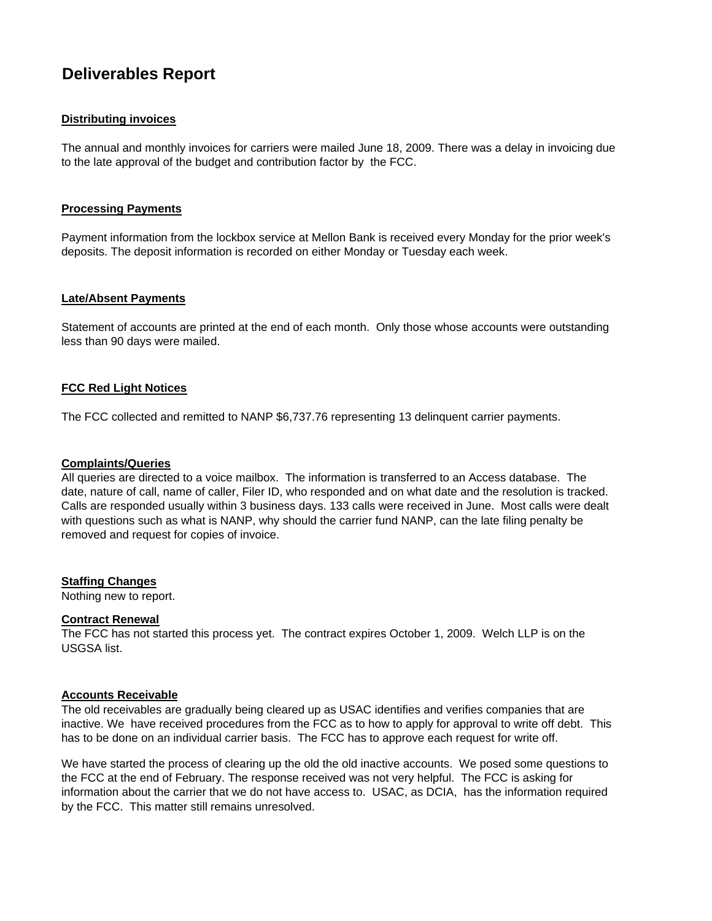# Deliverables Report

**Distributing invoices**

The annual and monthly invoices for carriers were mailed June 18, 2009. There was a delay in invoicing due to the late approval of the budget and contribution factor by the FCC.

**Processing Payments**

Payment information from the lockbox service at Mellon Bank is received every Monday for the prior week's deposits. The deposit information is recorded on either Monday or Tuesday each week.

**Late/Absent Payments**

Statement of accounts are printed at the end of each month. Only those whose accounts were outstanding less than 90 days were mailed.

**FCC Red Light Notices**

The FCC collected and remitted to NANP $6,737.76 representing 13 delinquent carrier payments.

**Complaints/Queries**

All queries are directed to a voice mailbox. The information is transferred to an Access database. The date, nature of call, name of caller, Filer ID, who responded and on what date and the resolution is tracked. Calls are responded usually within 3 business days. 133 calls were received in June. Most calls were dealt with questions such as what is NANP, why should the carrier fund NANP, can the late filing penalty be removed and request for copies of invoice.

**Staffing Changes**

Nothing new to report.

**Contract Renewal**

The FCC has not started this process yet. The contract expires October 1, 2009. Welch LLP is on the USGSA list.

**Accounts Receivable**

The old receivables are gradually being cleared up as USAC identifies and verifies companies that are inactive. We have received procedures from the FCC as to how to apply for approval to write off debt. This has to be done on an individual carrier basis. The FCC has to approve each request for write off.

We have started the process of clearing up the old the old inactive accounts. We posed some questions to the FCC at the end of February. The response received was not very helpful. The FCC is asking for information about the carrier that we do not have access to. USAC, as DCIA, has the information required by the FCC. This matter still remains unresolved.